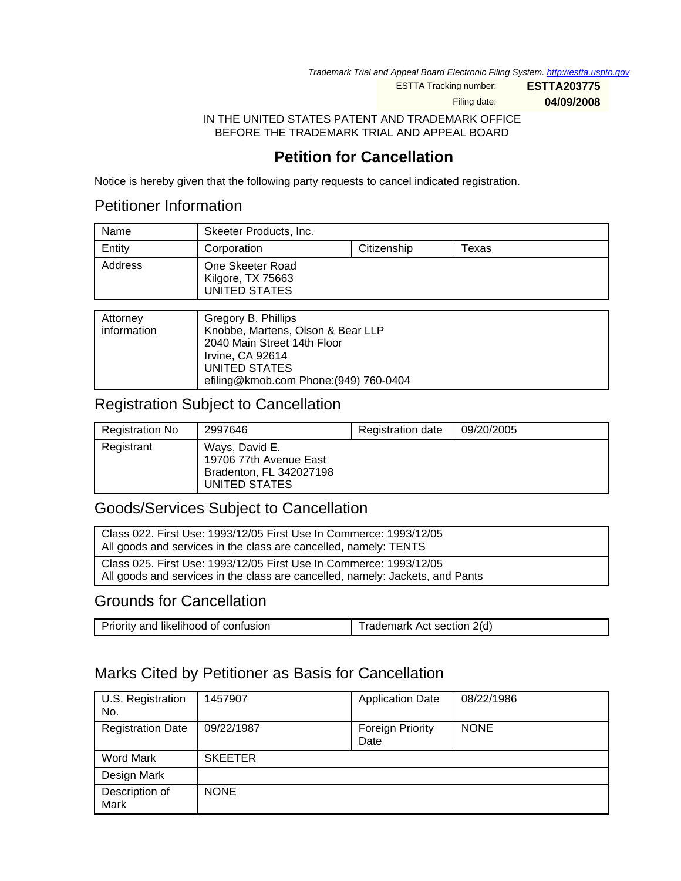Trademark Trial and Appeal Board Electronic Filing System. http://estta.uspto.gov

| ESTTA Tracking number: | ESTTA203775 |
| --- | --- |
| Filing date: | 04/09/2008 |

IN THE UNITED STATES PATENT AND TRADEMARK OFFICE
BEFORE THE TRADEMARK TRIAL AND APPEAL BOARD

# Petition for Cancellation

Notice is hereby given that the following party requests to cancel indicated registration.

## Petitioner Information

| Name | Skeeter Products, Inc. | | |
| --- | --- | --- | --- |
| Entity | Corporation | Citizenship | Texas |
| Address | One Skeeter Road<br>Kilgore, TX 75663<br>UNITED STATES | | |

| Attorney information | Gregory B. Phillips<br>Knobbe, Martens, Olson & Bear LLP<br>2040 Main Street 14th Floor<br>Irvine, CA 92614<br>UNITED STATES<br>efiling@kmob.com Phone:(949) 760-0404 |
| --- | --- |

## Registration Subject to Cancellation

| Registration No | 2997646 | Registration date | 09/20/2005 |
| --- | --- | --- | --- |
| Registrant | Ways, David E.<br>19706 77th Avenue East<br>Bradenton, FL 342027198<br>UNITED STATES | | |

## Goods/Services Subject to Cancellation

| Class 022. First Use: 1993/12/05 First Use In Commerce: 1993/12/05<br>All goods and services in the class are cancelled, namely: TENTS |
| --- |
| Class 025. First Use: 1993/12/05 First Use In Commerce: 1993/12/05<br>All goods and services in the class are cancelled, namely: Jackets, and Pants |

## Grounds for Cancellation

| Priority and likelihood of confusion | Trademark Act section 2(d) |
| --- | --- |

## Marks Cited by Petitioner as Basis for Cancellation

| U.S. Registration No. | 1457907 | Application Date | 08/22/1986 |
| --- | --- | --- | --- |
| Registration Date | 09/22/1987 | Foreign Priority Date | NONE |
| Word Mark | SKEETER | | |
| Design Mark | | | |
| Description of Mark | NONE | | |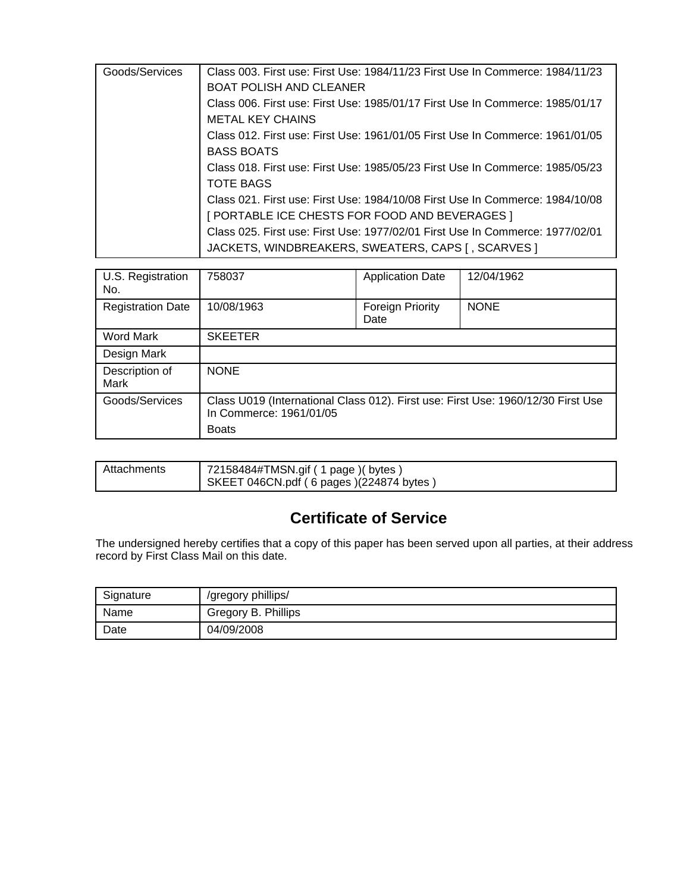| Goods/Services | Class 003. First use: First Use: 1984/11/23 First Use In Commerce: 1984/11/23<br>BOAT POLISH AND CLEANER<br>Class 006. First use: First Use: 1985/01/17 First Use In Commerce: 1985/01/17<br>METAL KEY CHAINS<br>Class 012. First use: First Use: 1961/01/05 First Use In Commerce: 1961/01/05<br>BASS BOATS<br>Class 018. First use: First Use: 1985/05/23 First Use In Commerce: 1985/05/23<br>TOTE BAGS<br>Class 021. First use: First Use: 1984/10/08 First Use In Commerce: 1984/10/08<br>[ PORTABLE ICE CHESTS FOR FOOD AND BEVERAGES ]<br>Class 025. First use: First Use: 1977/02/01 First Use In Commerce: 1977/02/01<br>JACKETS, WINDBREAKERS, SWEATERS, CAPS [ , SCARVES ] |
|---|---|

| U.S. Registration No. | 758037 | Application Date | 12/04/1962 |
|---|---|---|---|
| Registration Date | 10/08/1963 | Foreign Priority Date | NONE |
| Word Mark | SKEETER | | |
| Design Mark | | | |
| Description of Mark | NONE | | |
| Goods/Services | Class U019 (International Class 012). First use: First Use: 1960/12/30 First Use In Commerce: 1961/01/05<br>Boats | | |

| Attachments | 72158484#TMSN.gif ( 1 page )( bytes )<br>SKEET 046CN.pdf ( 6 pages )(224874 bytes ) |
|---|---|

## Certificate of Service

The undersigned hereby certifies that a copy of this paper has been served upon all parties, at their address record by First Class Mail on this date.

| Signature | /gregory phillips/ |
|---|---|
| Name | Gregory B. Phillips |
| Date | 04/09/2008 |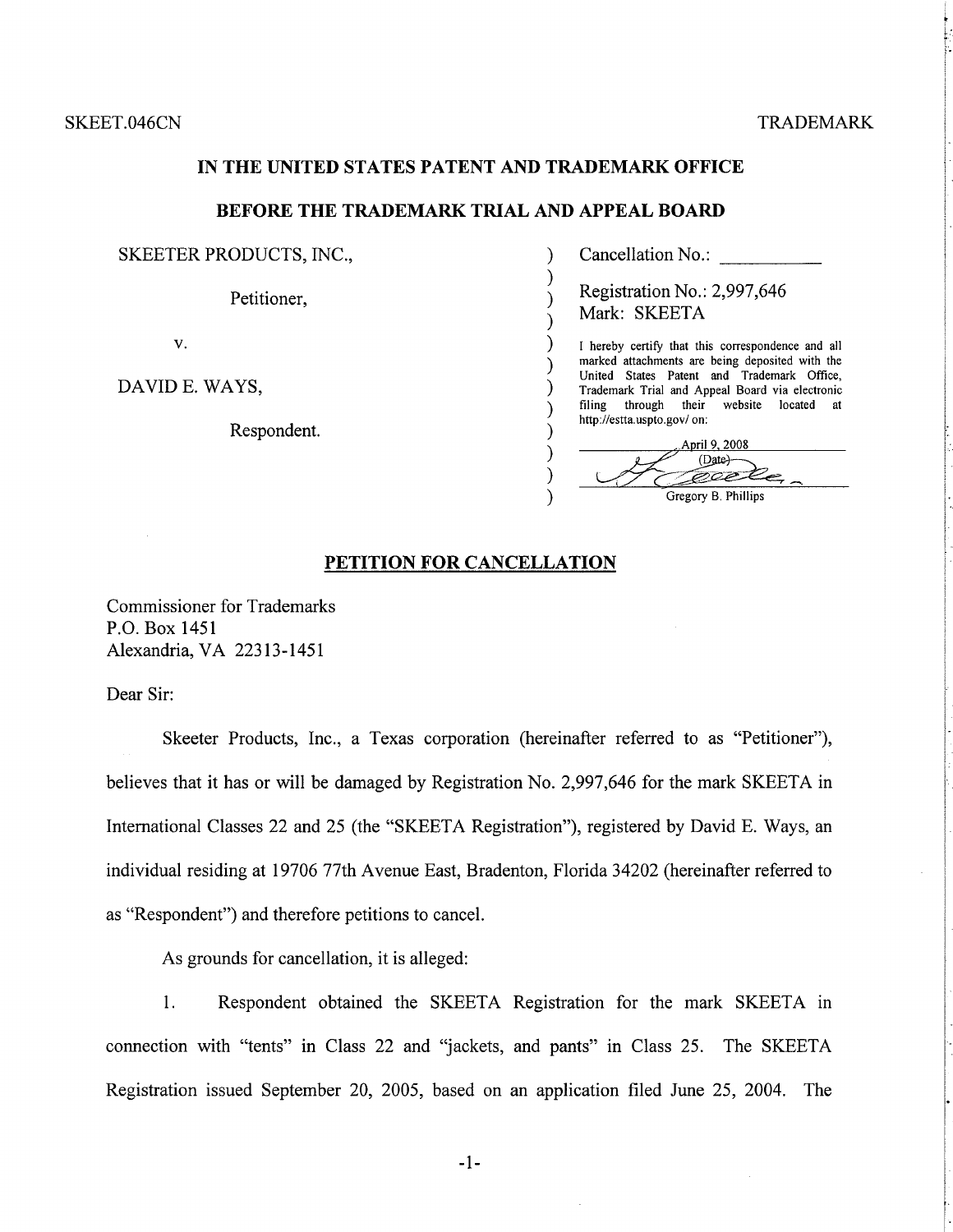SKEET.046CN TRADEMARK

**IN THE UNITED STATES PATENT AND TRADEMARK OFFICE**

**BEFORE THE TRADEMARK TRIAL AND APPEAL BOARD**

| | |
|---|---|
| SKEETER PRODUCTS, INC., | Cancellation No.: __________ |
| Petitioner, | Registration No.: 2,997,646<br>Mark: SKEETA |
| v. | I hereby certify that this correspondence and all marked attachments are being deposited with the United States Patent and Trademark Office, Trademark Trial and Appeal Board via electronic filing through their website located at http://estta.uspto.gov/ on: |
| DAVID E. WAYS, | April 9, 2008<br>(Date) |
| Respondent. | Gregory B. Phillips |

## PETITION FOR CANCELLATION

Commissioner for Trademarks
P.O. Box 1451
Alexandria, VA 22313-1451

Dear Sir:

Skeeter Products, Inc., a Texas corporation (hereinafter referred to as "Petitioner"), believes that it has or will be damaged by Registration No. 2,997,646 for the mark SKEETA in International Classes 22 and 25 (the "SKEETA Registration"), registered by David E. Ways, an individual residing at 19706 77th Avenue East, Bradenton, Florida 34202 (hereinafter referred to as "Respondent") and therefore petitions to cancel.

As grounds for cancellation, it is alleged:

1. Respondent obtained the SKEETA Registration for the mark SKEETA in connection with "tents" in Class 22 and "jackets, and pants" in Class 25. The SKEETA Registration issued September 20, 2005, based on an application filed June 25, 2004. The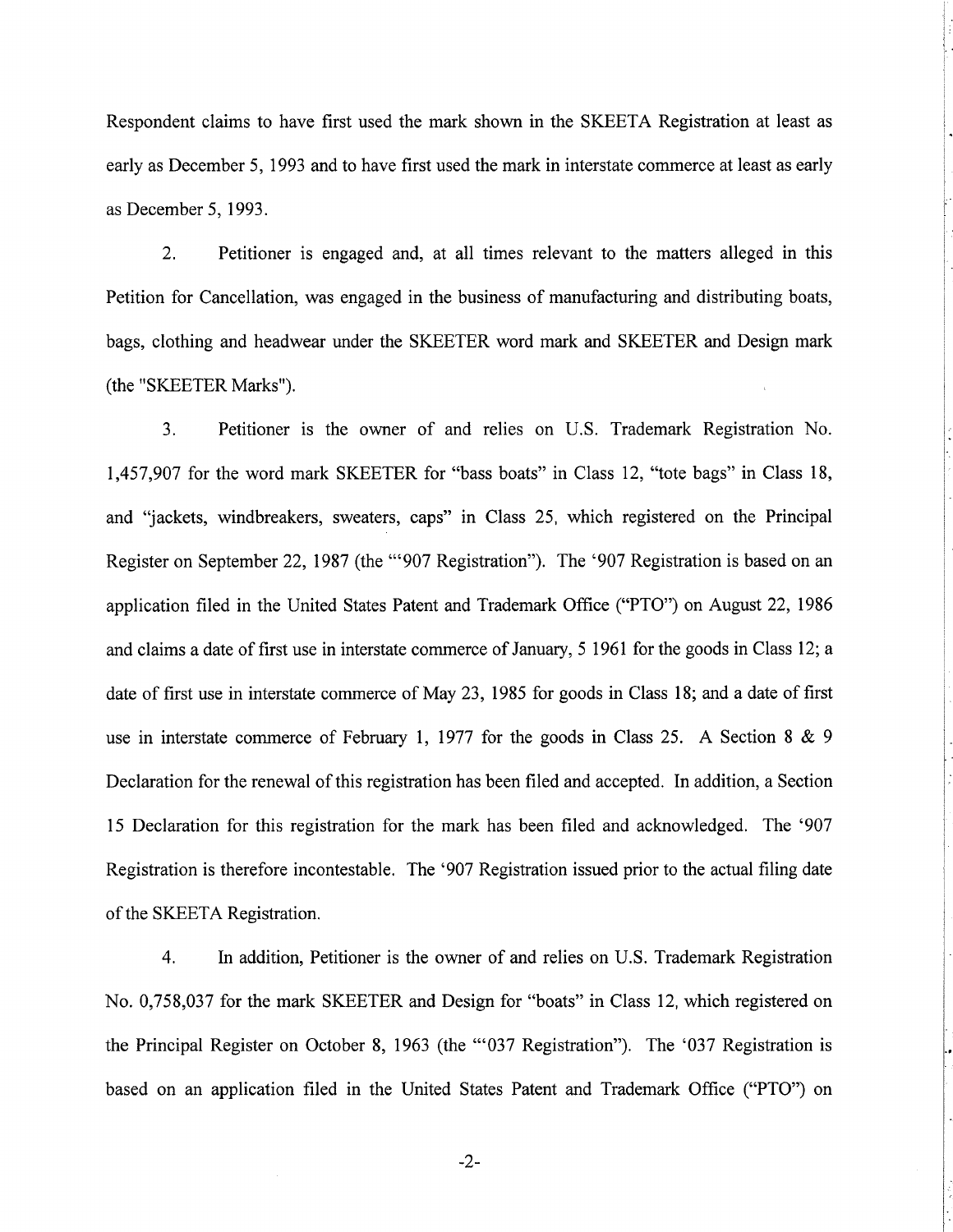Respondent claims to have first used the mark shown in the SKEETA Registration at least as early as December 5, 1993 and to have first used the mark in interstate commerce at least as early as December 5, 1993.

2. Petitioner is engaged and, at all times relevant to the matters alleged in this Petition for Cancellation, was engaged in the business of manufacturing and distributing boats, bags, clothing and headwear under the SKEETER word mark and SKEETER and Design mark (the "SKEETER Marks").

3. Petitioner is the owner of and relies on U.S. Trademark Registration No. 1,457,907 for the word mark SKEETER for "bass boats" in Class 12, "tote bags" in Class 18, and "jackets, windbreakers, sweaters, caps" in Class 25, which registered on the Principal Register on September 22, 1987 (the "'907 Registration"). The '907 Registration is based on an application filed in the United States Patent and Trademark Office ("PTO") on August 22, 1986 and claims a date of first use in interstate commerce of January, 5 1961 for the goods in Class 12; a date of first use in interstate commerce of May 23, 1985 for goods in Class 18; and a date of first use in interstate commerce of February 1, 1977 for the goods in Class 25. A Section 8 & 9 Declaration for the renewal of this registration has been filed and accepted. In addition, a Section 15 Declaration for this registration for the mark has been filed and acknowledged. The '907 Registration is therefore incontestable. The '907 Registration issued prior to the actual filing date of the SKEETA Registration.

4. In addition, Petitioner is the owner of and relies on U.S. Trademark Registration No. 0,758,037 for the mark SKEETER and Design for "boats" in Class 12, which registered on the Principal Register on October 8, 1963 (the "'037 Registration"). The '037 Registration is based on an application filed in the United States Patent and Trademark Office ("PTO") on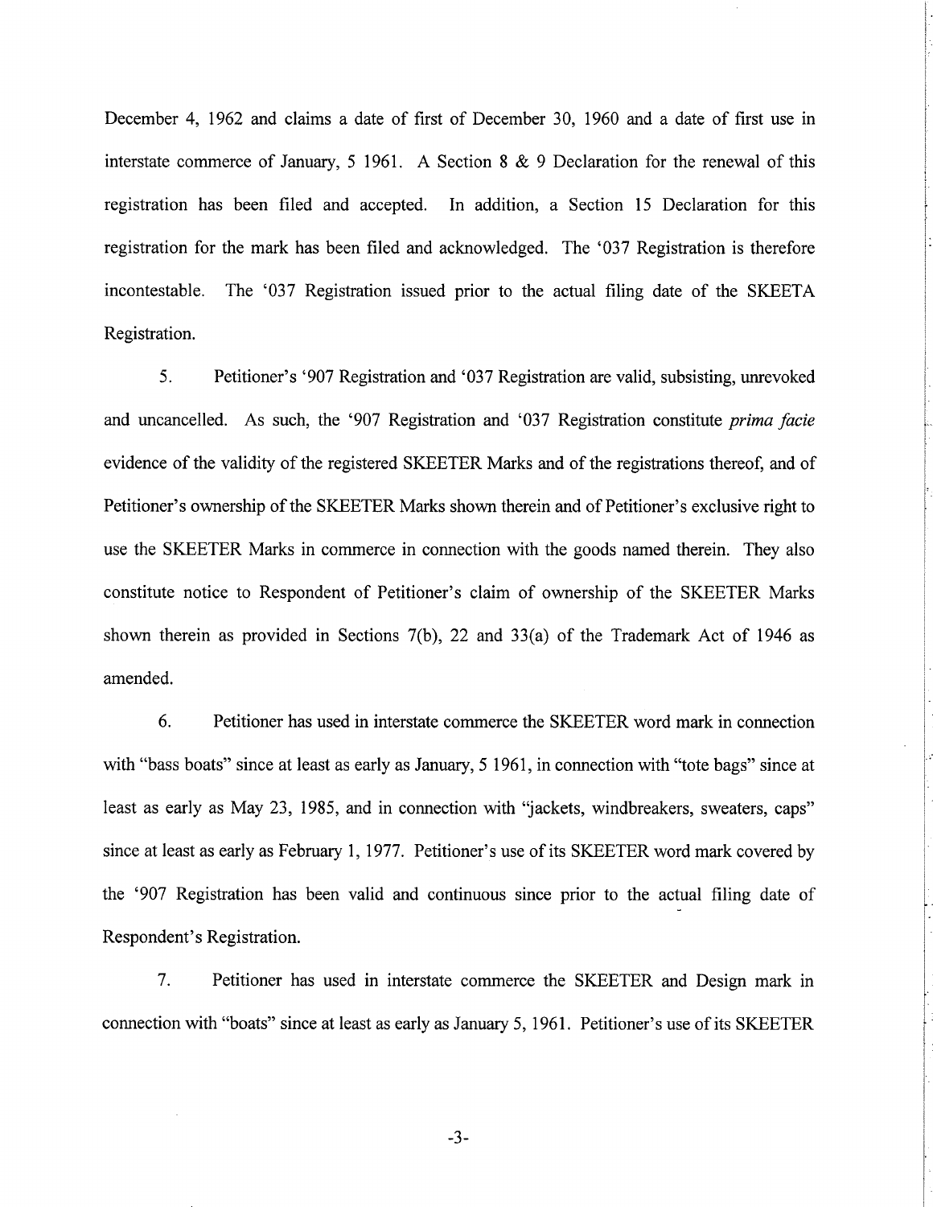December 4, 1962 and claims a date of first of December 30, 1960 and a date of first use in interstate commerce of January, 5 1961. A Section 8 & 9 Declaration for the renewal of this registration has been filed and accepted. In addition, a Section 15 Declaration for this registration for the mark has been filed and acknowledged. The '037 Registration is therefore incontestable. The '037 Registration issued prior to the actual filing date of the SKEETA Registration.

5. Petitioner's '907 Registration and '037 Registration are valid, subsisting, unrevoked and uncancelled. As such, the '907 Registration and '037 Registration constitute *prima facie* evidence of the validity of the registered SKEETER Marks and of the registrations thereof, and of Petitioner's ownership of the SKEETER Marks shown therein and of Petitioner's exclusive right to use the SKEETER Marks in commerce in connection with the goods named therein. They also constitute notice to Respondent of Petitioner's claim of ownership of the SKEETER Marks shown therein as provided in Sections 7(b), 22 and 33(a) of the Trademark Act of 1946 as amended.

6. Petitioner has used in interstate commerce the SKEETER word mark in connection with "bass boats" since at least as early as January, 5 1961, in connection with "tote bags" since at least as early as May 23, 1985, and in connection with "jackets, windbreakers, sweaters, caps" since at least as early as February 1, 1977. Petitioner's use of its SKEETER word mark covered by the '907 Registration has been valid and continuous since prior to the actual filing date of Respondent's Registration.

7. Petitioner has used in interstate commerce the SKEETER and Design mark in connection with "boats" since at least as early as January 5, 1961. Petitioner's use of its SKEETER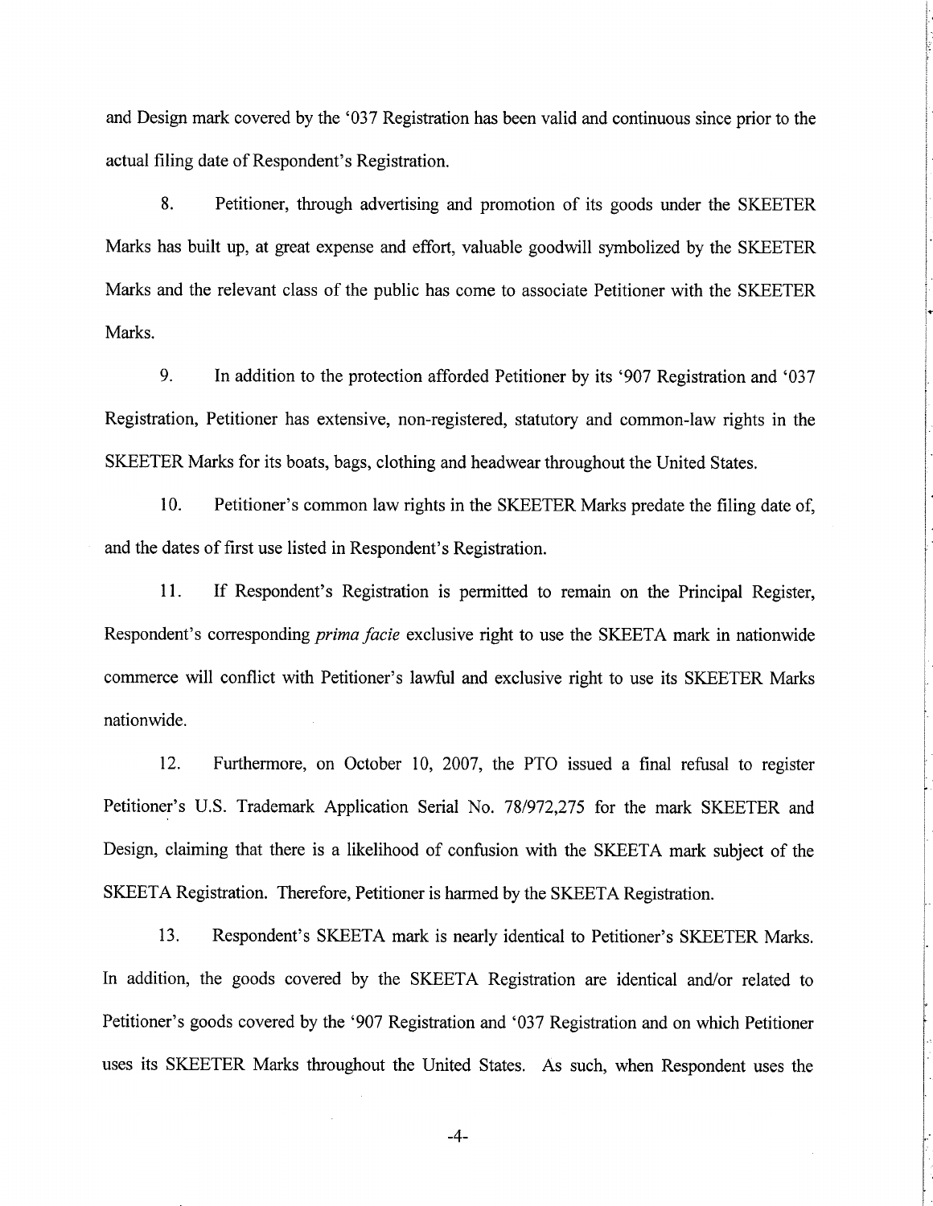and Design mark covered by the '037 Registration has been valid and continuous since prior to the actual filing date of Respondent's Registration.

8. Petitioner, through advertising and promotion of its goods under the SKEETER Marks has built up, at great expense and effort, valuable goodwill symbolized by the SKEETER Marks and the relevant class of the public has come to associate Petitioner with the SKEETER Marks.

9. In addition to the protection afforded Petitioner by its '907 Registration and '037 Registration, Petitioner has extensive, non-registered, statutory and common-law rights in the SKEETER Marks for its boats, bags, clothing and headwear throughout the United States.

10. Petitioner's common law rights in the SKEETER Marks predate the filing date of, and the dates of first use listed in Respondent's Registration.

11. If Respondent's Registration is permitted to remain on the Principal Register, Respondent's corresponding *prima facie* exclusive right to use the SKEETA mark in nationwide commerce will conflict with Petitioner's lawful and exclusive right to use its SKEETER Marks nationwide.

12. Furthermore, on October 10, 2007, the PTO issued a final refusal to register Petitioner's U.S. Trademark Application Serial No. 78/972,275 for the mark SKEETER and Design, claiming that there is a likelihood of confusion with the SKEETA mark subject of the SKEETA Registration. Therefore, Petitioner is harmed by the SKEETA Registration.

13. Respondent's SKEETA mark is nearly identical to Petitioner's SKEETER Marks. In addition, the goods covered by the SKEETA Registration are identical and/or related to Petitioner's goods covered by the '907 Registration and '037 Registration and on which Petitioner uses its SKEETER Marks throughout the United States. As such, when Respondent uses the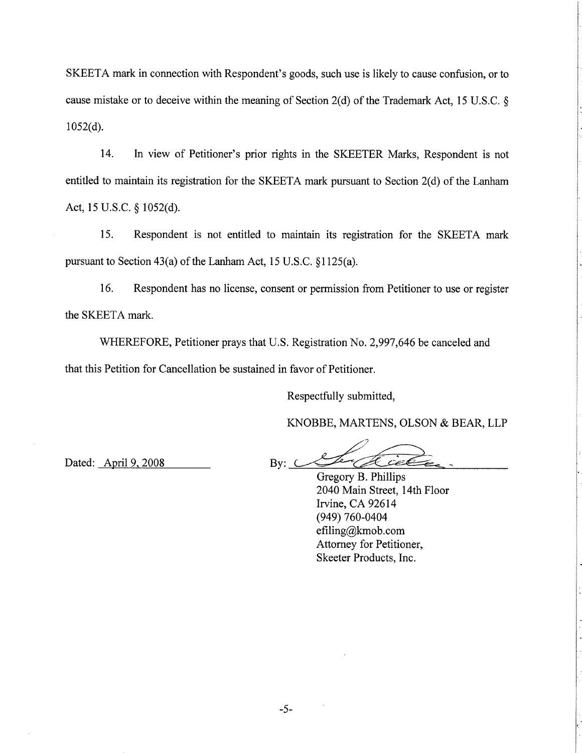SKEETA mark in connection with Respondent's goods, such use is likely to cause confusion, or to cause mistake or to deceive within the meaning of Section 2(d) of the Trademark Act, 15 U.S.C. § 1052(d).

14. In view of Petitioner's prior rights in the SKEETER Marks, Respondent is not entitled to maintain its registration for the SKEETA mark pursuant to Section 2(d) of the Lanham Act, 15 U.S.C. § 1052(d).

15. Respondent is not entitled to maintain its registration for the SKEETA mark pursuant to Section 43(a) of the Lanham Act, 15 U.S.C. §1125(a).

16. Respondent has no license, consent or permission from Petitioner to use or register the SKEETA mark.

WHEREFORE, Petitioner prays that U.S. Registration No. 2,997,646 be canceled and that this Petition for Cancellation be sustained in favor of Petitioner.

Respectfully submitted,

KNOBBE, MARTENS, OLSON & BEAR, LLP

Dated: April 9, 2008

By: ______________________

Gregory B. Phillips
2040 Main Street, 14th Floor
Irvine, CA 92614
(949) 760-0404
efiling@kmob.com
Attorney for Petitioner,
Skeeter Products, Inc.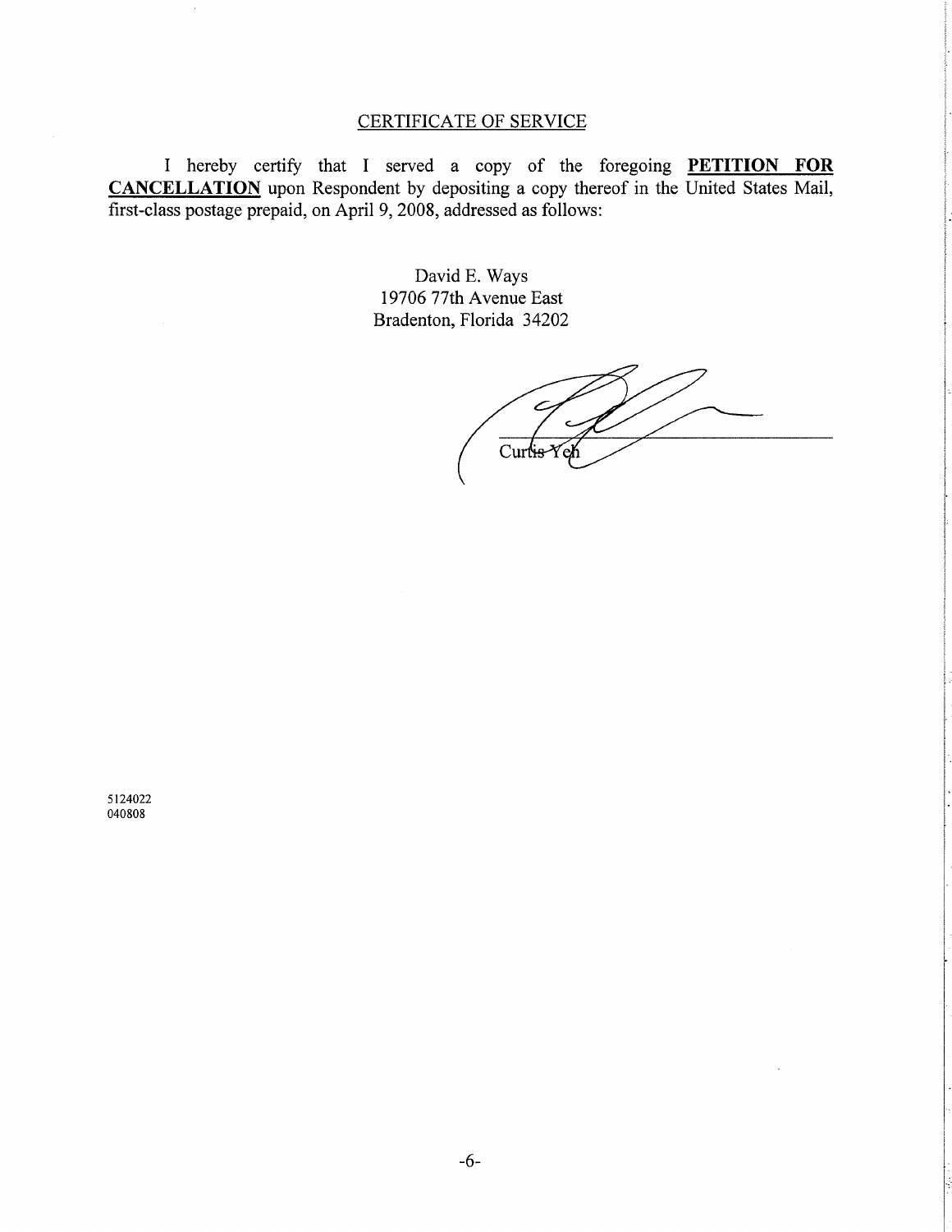## CERTIFICATE OF SERVICE

I hereby certify that I served a copy of the foregoing **PETITION FOR CANCELLATION** upon Respondent by depositing a copy thereof in the United States Mail, first-class postage prepaid, on April 9, 2008, addressed as follows:

David E. Ways
19706 77th Avenue East
Bradenton, Florida 34202

Curtis Yeh

5124022
040808